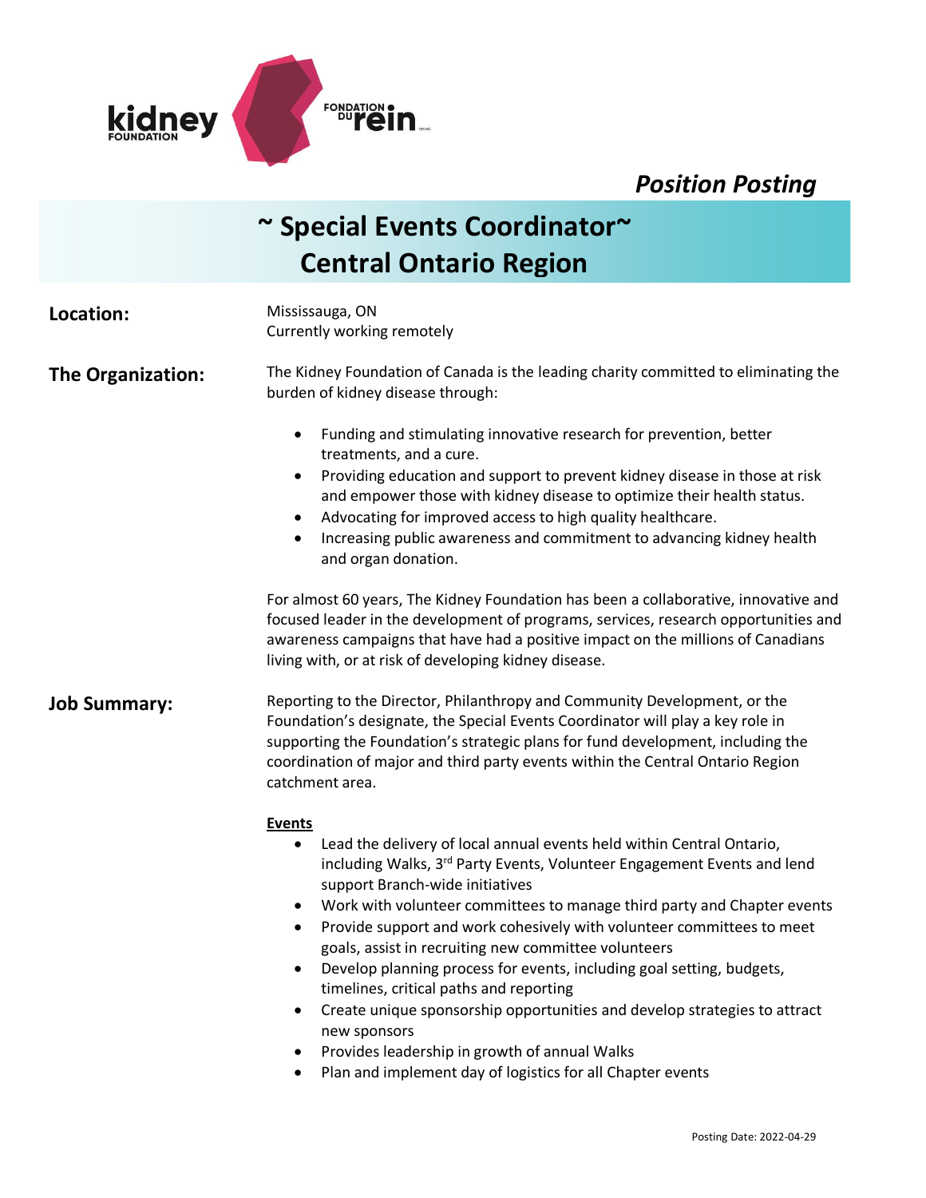*Position Posting*

# ~ Special Events Coordinator~
# Central Ontario Region

**Location:**

Mississauga, ON
Currently working remotely

**The Organization:**

The Kidney Foundation of Canada is the leading charity committed to eliminating the burden of kidney disease through:

- Funding and stimulating innovative research for prevention, better treatments, and a cure.
- Providing education and support to prevent kidney disease in those at risk and empower those with kidney disease to optimize their health status.
- Advocating for improved access to high quality healthcare.
- Increasing public awareness and commitment to advancing kidney health and organ donation.

For almost 60 years, The Kidney Foundation has been a collaborative, innovative and focused leader in the development of programs, services, research opportunities and awareness campaigns that have had a positive impact on the millions of Canadians living with, or at risk of developing kidney disease.

**Job Summary:**

Reporting to the Director, Philanthropy and Community Development, or the Foundation's designate, the Special Events Coordinator will play a key role in supporting the Foundation's strategic plans for fund development, including the coordination of major and third party events within the Central Ontario Region catchment area.

**Events**

- Lead the delivery of local annual events held within Central Ontario, including Walks, 3rd Party Events, Volunteer Engagement Events and lend support Branch-wide initiatives
- Work with volunteer committees to manage third party and Chapter events
- Provide support and work cohesively with volunteer committees to meet goals, assist in recruiting new committee volunteers
- Develop planning process for events, including goal setting, budgets, timelines, critical paths and reporting
- Create unique sponsorship opportunities and develop strategies to attract new sponsors
- Provides leadership in growth of annual Walks
- Plan and implement day of logistics for all Chapter events

Posting Date: 2022-04-29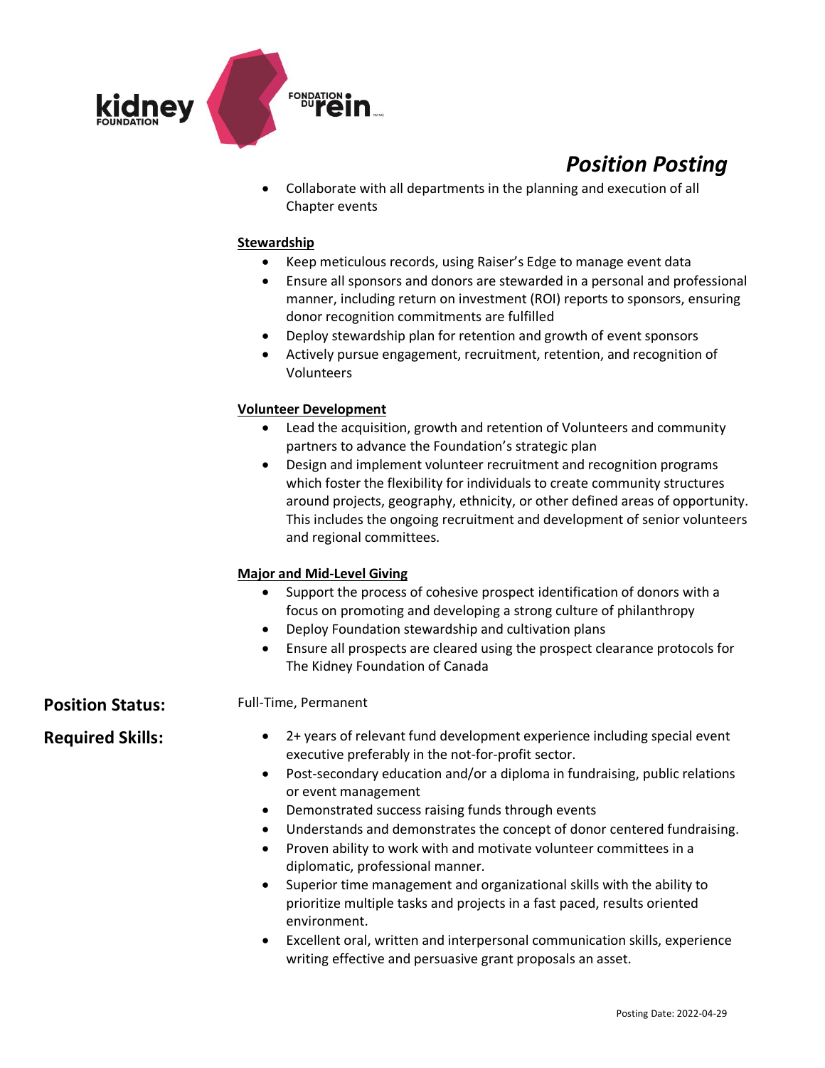## Position Posting

- Collaborate with all departments in the planning and execution of all Chapter events

**Stewardship**

- Keep meticulous records, using Raiser's Edge to manage event data
- Ensure all sponsors and donors are stewarded in a personal and professional manner, including return on investment (ROI) reports to sponsors, ensuring donor recognition commitments are fulfilled
- Deploy stewardship plan for retention and growth of event sponsors
- Actively pursue engagement, recruitment, retention, and recognition of Volunteers

**Volunteer Development**

- Lead the acquisition, growth and retention of Volunteers and community partners to advance the Foundation's strategic plan
- Design and implement volunteer recruitment and recognition programs which foster the flexibility for individuals to create community structures around projects, geography, ethnicity, or other defined areas of opportunity. This includes the ongoing recruitment and development of senior volunteers and regional committees.

**Major and Mid-Level Giving**

- Support the process of cohesive prospect identification of donors with a focus on promoting and developing a strong culture of philanthropy
- Deploy Foundation stewardship and cultivation plans
- Ensure all prospects are cleared using the prospect clearance protocols for The Kidney Foundation of Canada

**Position Status:** Full-Time, Permanent

**Required Skills:**

- 2+ years of relevant fund development experience including special event executive preferably in the not-for-profit sector.
- Post-secondary education and/or a diploma in fundraising, public relations or event management
- Demonstrated success raising funds through events
- Understands and demonstrates the concept of donor centered fundraising.
- Proven ability to work with and motivate volunteer committees in a diplomatic, professional manner.
- Superior time management and organizational skills with the ability to prioritize multiple tasks and projects in a fast paced, results oriented environment.
- Excellent oral, written and interpersonal communication skills, experience writing effective and persuasive grant proposals an asset.

Posting Date: 2022-04-29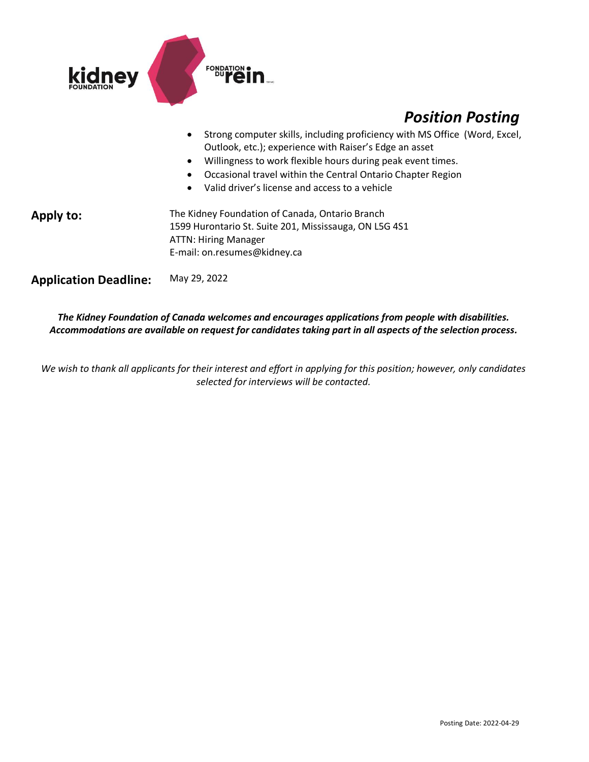## *Position Posting*

- Strong computer skills, including proficiency with MS Office (Word, Excel, Outlook, etc.); experience with Raiser's Edge an asset
- Willingness to work flexible hours during peak event times.
- Occasional travel within the Central Ontario Chapter Region
- Valid driver's license and access to a vehicle

**Apply to:** The Kidney Foundation of Canada, Ontario Branch
1599 Hurontario St. Suite 201, Mississauga, ON L5G 4S1
ATTN: Hiring Manager
E-mail: on.resumes@kidney.ca

**Application Deadline:** May 29, 2022

***The Kidney Foundation of Canada welcomes and encourages applications from people with disabilities. Accommodations are available on request for candidates taking part in all aspects of the selection process.***

*We wish to thank all applicants for their interest and effort in applying for this position; however, only candidates selected for interviews will be contacted.*

Posting Date: 2022-04-29